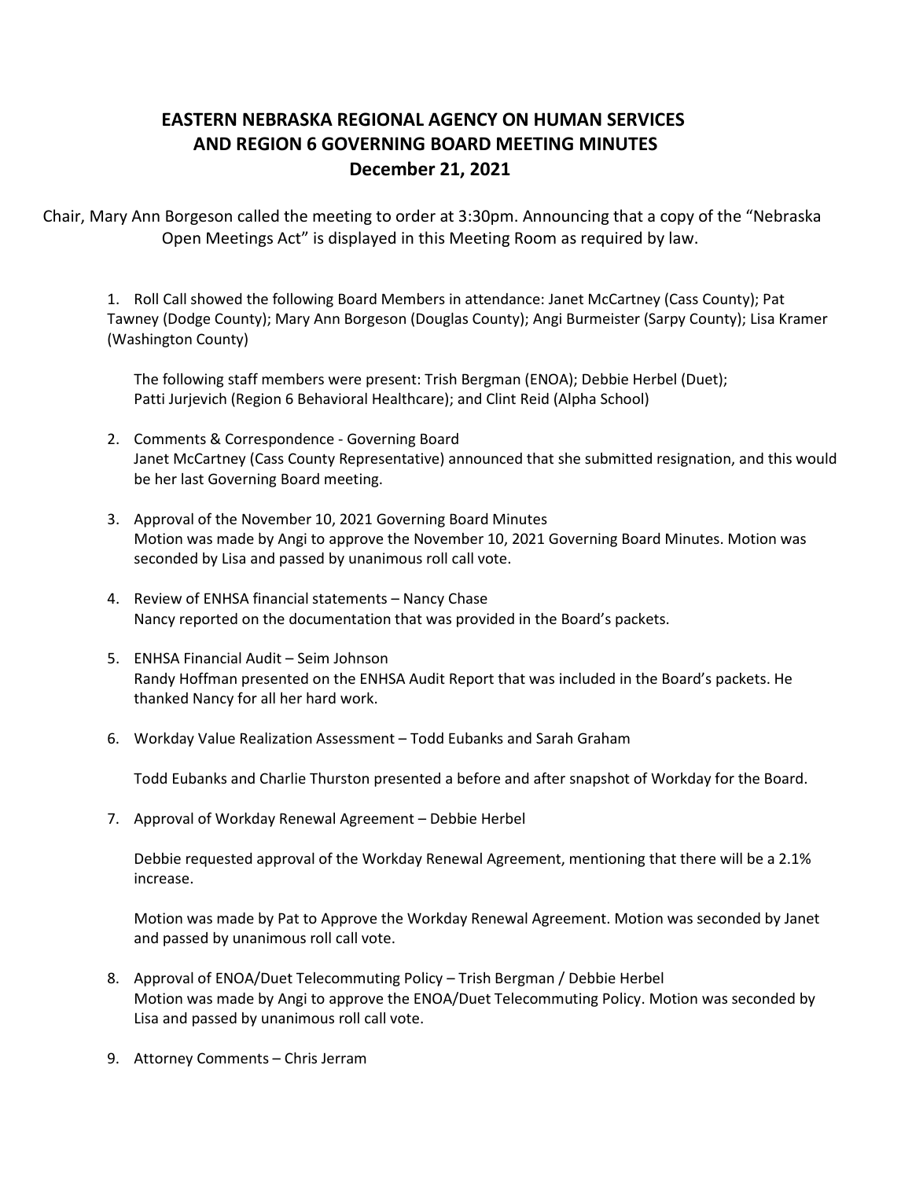# EASTERN NEBRASKA REGIONAL AGENCY ON HUMAN SERVICES AND REGION 6 GOVERNING BOARD MEETING MINUTES

## December 21, 2021

Chair, Mary Ann Borgeson called the meeting to order at 3:30pm. Announcing that a copy of the "Nebraska Open Meetings Act" is displayed in this Meeting Room as required by law.

1. Roll Call showed the following Board Members in attendance: Janet McCartney (Cass County); Pat Tawney (Dodge County); Mary Ann Borgeson (Douglas County); Angi Burmeister (Sarpy County); Lisa Kramer (Washington County)

   The following staff members were present: Trish Bergman (ENOA); Debbie Herbel (Duet); Patti Jurjevich (Region 6 Behavioral Healthcare); and Clint Reid (Alpha School)

2. Comments & Correspondence - Governing Board
   Janet McCartney (Cass County Representative) announced that she submitted resignation, and this would be her last Governing Board meeting.

3. Approval of the November 10, 2021 Governing Board Minutes
   Motion was made by Angi to approve the November 10, 2021 Governing Board Minutes. Motion was seconded by Lisa and passed by unanimous roll call vote.

4. Review of ENHSA financial statements – Nancy Chase
   Nancy reported on the documentation that was provided in the Board's packets.

5. ENHSA Financial Audit – Seim Johnson
   Randy Hoffman presented on the ENHSA Audit Report that was included in the Board's packets. He thanked Nancy for all her hard work.

6. Workday Value Realization Assessment – Todd Eubanks and Sarah Graham

   Todd Eubanks and Charlie Thurston presented a before and after snapshot of Workday for the Board.

7. Approval of Workday Renewal Agreement – Debbie Herbel

   Debbie requested approval of the Workday Renewal Agreement, mentioning that there will be a 2.1% increase.

   Motion was made by Pat to Approve the Workday Renewal Agreement. Motion was seconded by Janet and passed by unanimous roll call vote.

8. Approval of ENOA/Duet Telecommuting Policy – Trish Bergman / Debbie Herbel
   Motion was made by Angi to approve the ENOA/Duet Telecommuting Policy. Motion was seconded by Lisa and passed by unanimous roll call vote.

9. Attorney Comments – Chris Jerram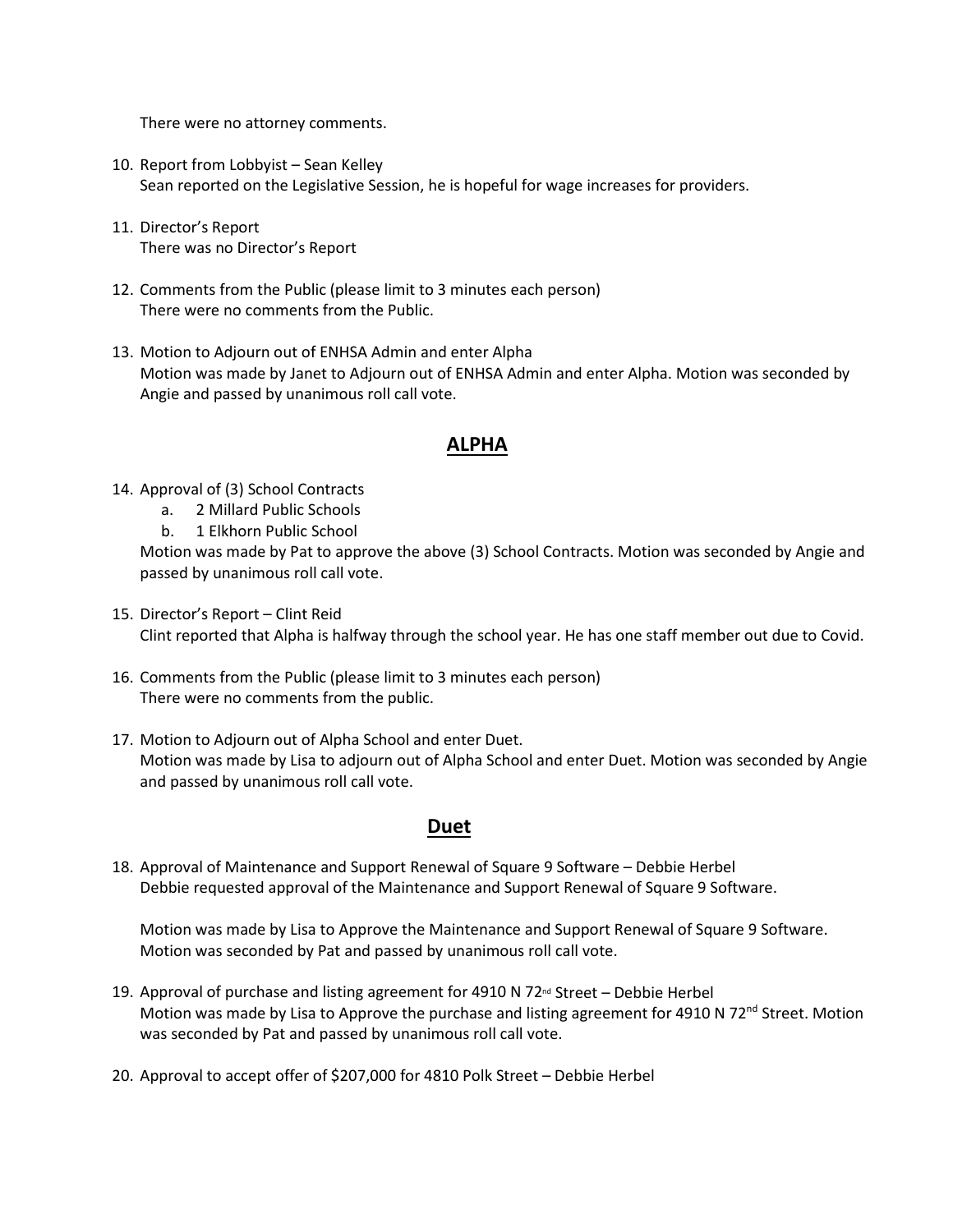There were no attorney comments.

10. Report from Lobbyist – Sean Kelley
    Sean reported on the Legislative Session, he is hopeful for wage increases for providers.

11. Director's Report
    There was no Director's Report

12. Comments from the Public (please limit to 3 minutes each person)
    There were no comments from the Public.

13. Motion to Adjourn out of ENHSA Admin and enter Alpha
    Motion was made by Janet to Adjourn out of ENHSA Admin and enter Alpha. Motion was seconded by Angie and passed by unanimous roll call vote.

## ALPHA

14. Approval of (3) School Contracts
    a. 2 Millard Public Schools
    b. 1 Elkhorn Public School

    Motion was made by Pat to approve the above (3) School Contracts. Motion was seconded by Angie and passed by unanimous roll call vote.

15. Director's Report – Clint Reid
    Clint reported that Alpha is halfway through the school year. He has one staff member out due to Covid.

16. Comments from the Public (please limit to 3 minutes each person)
    There were no comments from the public.

17. Motion to Adjourn out of Alpha School and enter Duet.
    Motion was made by Lisa to adjourn out of Alpha School and enter Duet. Motion was seconded by Angie and passed by unanimous roll call vote.

## Duet

18. Approval of Maintenance and Support Renewal of Square 9 Software – Debbie Herbel
    Debbie requested approval of the Maintenance and Support Renewal of Square 9 Software.

    Motion was made by Lisa to Approve the Maintenance and Support Renewal of Square 9 Software. Motion was seconded by Pat and passed by unanimous roll call vote.

19. Approval of purchase and listing agreement for 4910 N 72nd Street – Debbie Herbel
    Motion was made by Lisa to Approve the purchase and listing agreement for 4910 N 72nd Street. Motion was seconded by Pat and passed by unanimous roll call vote.

20. Approval to accept offer of $207,000 for 4810 Polk Street – Debbie Herbel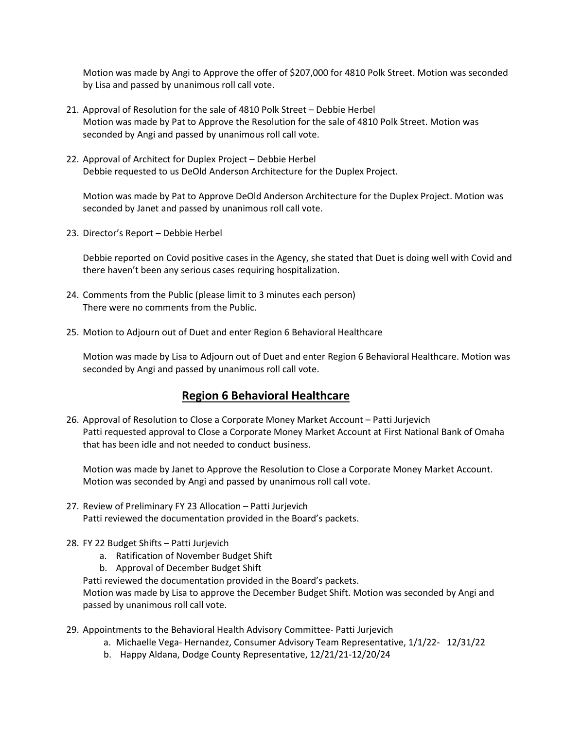Motion was made by Angi to Approve the offer of $207,000 for 4810 Polk Street. Motion was seconded by Lisa and passed by unanimous roll call vote.

21. Approval of Resolution for the sale of 4810 Polk Street – Debbie Herbel
    Motion was made by Pat to Approve the Resolution for the sale of 4810 Polk Street. Motion was seconded by Angi and passed by unanimous roll call vote.

22. Approval of Architect for Duplex Project – Debbie Herbel
    Debbie requested to us DeOld Anderson Architecture for the Duplex Project.

    Motion was made by Pat to Approve DeOld Anderson Architecture for the Duplex Project. Motion was seconded by Janet and passed by unanimous roll call vote.

23. Director's Report – Debbie Herbel

    Debbie reported on Covid positive cases in the Agency, she stated that Duet is doing well with Covid and there haven't been any serious cases requiring hospitalization.

24. Comments from the Public (please limit to 3 minutes each person)
    There were no comments from the Public.

25. Motion to Adjourn out of Duet and enter Region 6 Behavioral Healthcare

    Motion was made by Lisa to Adjourn out of Duet and enter Region 6 Behavioral Healthcare. Motion was seconded by Angi and passed by unanimous roll call vote.

## Region 6 Behavioral Healthcare

26. Approval of Resolution to Close a Corporate Money Market Account – Patti Jurjevich
    Patti requested approval to Close a Corporate Money Market Account at First National Bank of Omaha that has been idle and not needed to conduct business.

    Motion was made by Janet to Approve the Resolution to Close a Corporate Money Market Account. Motion was seconded by Angi and passed by unanimous roll call vote.

27. Review of Preliminary FY 23 Allocation – Patti Jurjevich
    Patti reviewed the documentation provided in the Board's packets.

28. FY 22 Budget Shifts – Patti Jurjevich
    a. Ratification of November Budget Shift
    b. Approval of December Budget Shift

    Patti reviewed the documentation provided in the Board's packets.
    Motion was made by Lisa to approve the December Budget Shift. Motion was seconded by Angi and passed by unanimous roll call vote.

29. Appointments to the Behavioral Health Advisory Committee- Patti Jurjevich
    a. Michaelle Vega- Hernandez, Consumer Advisory Team Representative, 1/1/22- 12/31/22
    b. Happy Aldana, Dodge County Representative, 12/21/21-12/20/24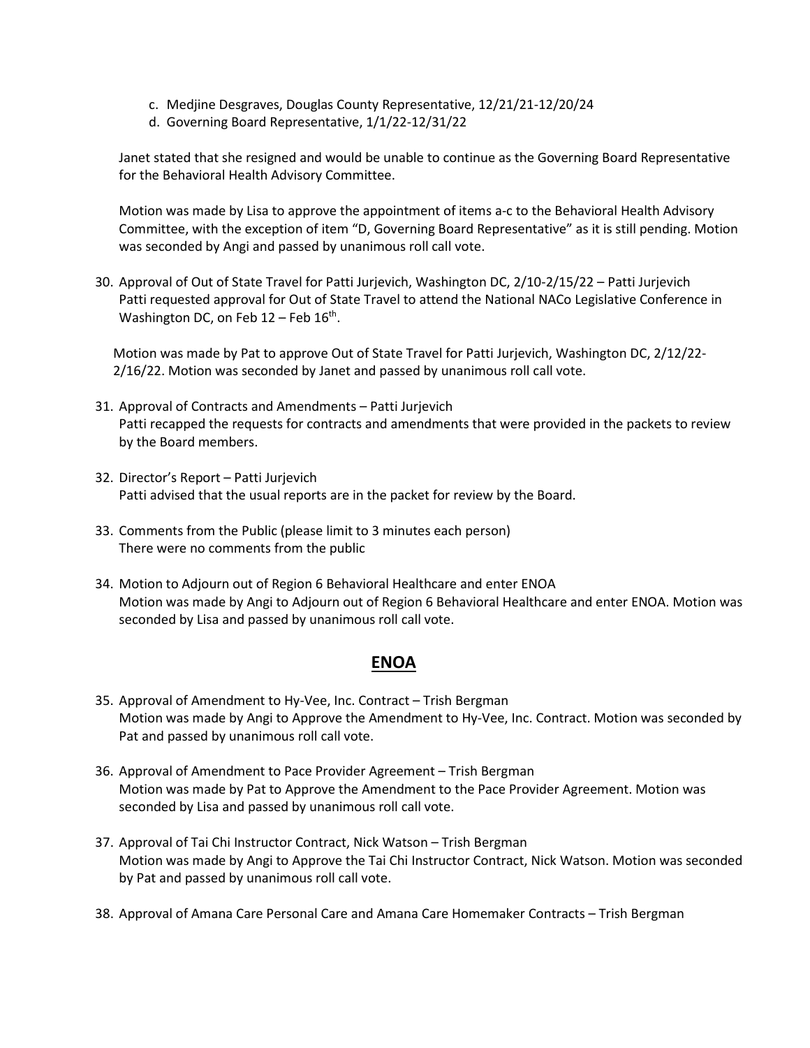c. Medjine Desgraves, Douglas County Representative, 12/21/21-12/20/24
d. Governing Board Representative, 1/1/22-12/31/22

Janet stated that she resigned and would be unable to continue as the Governing Board Representative for the Behavioral Health Advisory Committee.

Motion was made by Lisa to approve the appointment of items a-c to the Behavioral Health Advisory Committee, with the exception of item "D, Governing Board Representative" as it is still pending. Motion was seconded by Angi and passed by unanimous roll call vote.

30. Approval of Out of State Travel for Patti Jurjevich, Washington DC, 2/10-2/15/22 – Patti Jurjevich
Patti requested approval for Out of State Travel to attend the National NACo Legislative Conference in Washington DC, on Feb 12 – Feb 16th.

Motion was made by Pat to approve Out of State Travel for Patti Jurjevich, Washington DC, 2/12/22-2/16/22. Motion was seconded by Janet and passed by unanimous roll call vote.

31. Approval of Contracts and Amendments – Patti Jurjevich
Patti recapped the requests for contracts and amendments that were provided in the packets to review by the Board members.

32. Director's Report – Patti Jurjevich
Patti advised that the usual reports are in the packet for review by the Board.

33. Comments from the Public (please limit to 3 minutes each person)
There were no comments from the public

34. Motion to Adjourn out of Region 6 Behavioral Healthcare and enter ENOA
Motion was made by Angi to Adjourn out of Region 6 Behavioral Healthcare and enter ENOA. Motion was seconded by Lisa and passed by unanimous roll call vote.

## ENOA

35. Approval of Amendment to Hy-Vee, Inc. Contract – Trish Bergman
Motion was made by Angi to Approve the Amendment to Hy-Vee, Inc. Contract. Motion was seconded by Pat and passed by unanimous roll call vote.

36. Approval of Amendment to Pace Provider Agreement – Trish Bergman
Motion was made by Pat to Approve the Amendment to the Pace Provider Agreement. Motion was seconded by Lisa and passed by unanimous roll call vote.

37. Approval of Tai Chi Instructor Contract, Nick Watson – Trish Bergman
Motion was made by Angi to Approve the Tai Chi Instructor Contract, Nick Watson. Motion was seconded by Pat and passed by unanimous roll call vote.

38. Approval of Amana Care Personal Care and Amana Care Homemaker Contracts – Trish Bergman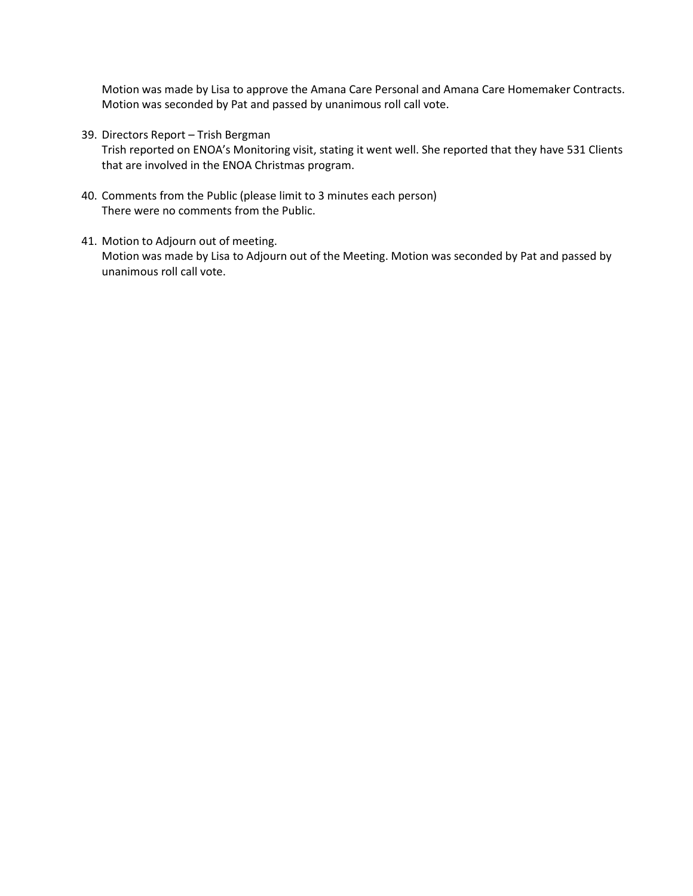Motion was made by Lisa to approve the Amana Care Personal and Amana Care Homemaker Contracts. Motion was seconded by Pat and passed by unanimous roll call vote.

39. Directors Report – Trish Bergman
    Trish reported on ENOA's Monitoring visit, stating it went well. She reported that they have 531 Clients that are involved in the ENOA Christmas program.

40. Comments from the Public (please limit to 3 minutes each person)
    There were no comments from the Public.

41. Motion to Adjourn out of meeting.
    Motion was made by Lisa to Adjourn out of the Meeting. Motion was seconded by Pat and passed by unanimous roll call vote.